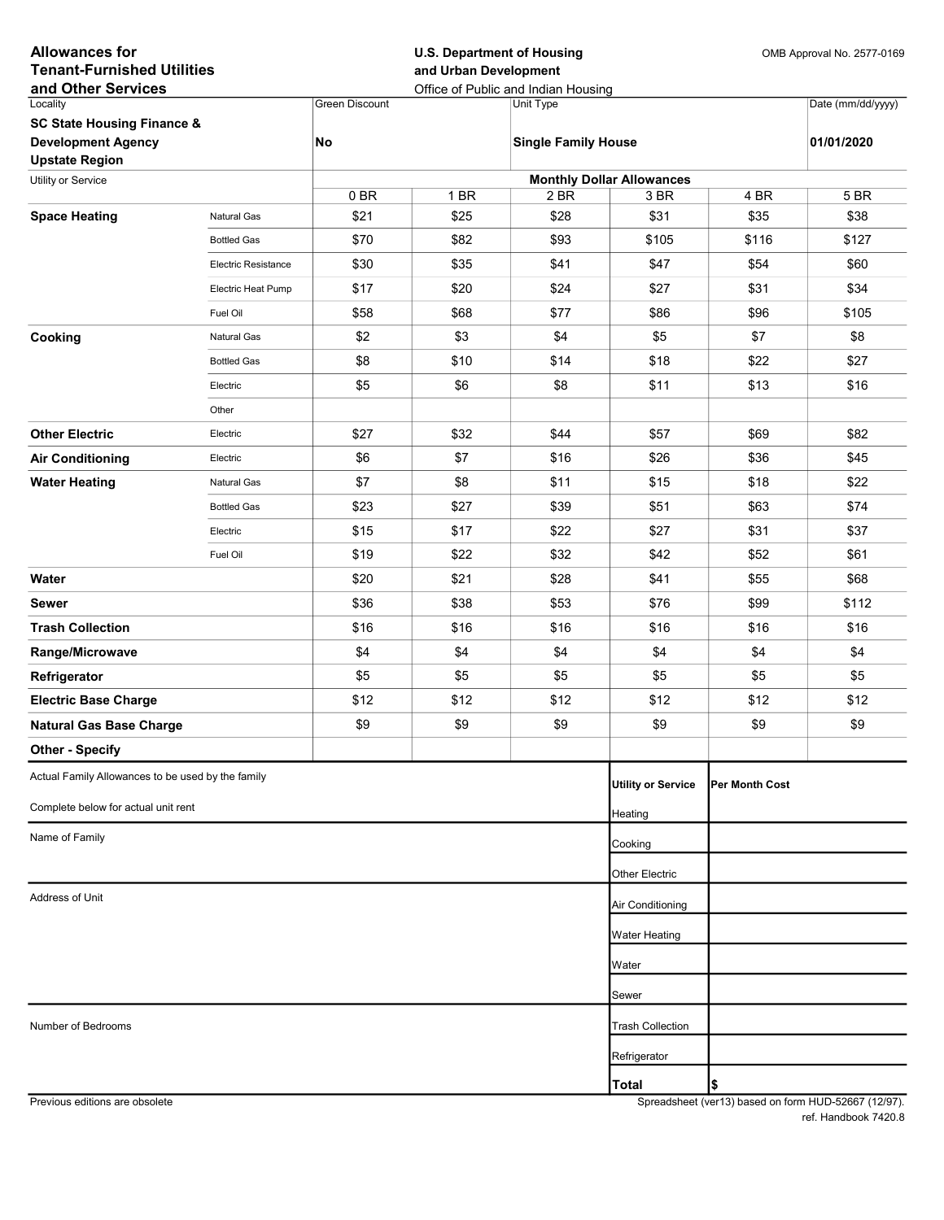**Allowances for Tenant-Furnished Utilities and Other Services**

**U.S. Department of Housing and Urban Development**
Office of Public and Indian Housing

OMB Approval No. 2577-0169

| Locality | Green Discount | Unit Type | Date (mm/dd/yyyy) |
|---|---|---|---|
| **SC State Housing Finance & Development Agency Upstate Region** | **No** | **Single Family House** | **01/01/2020** |

| Utility or Service | | Monthly Dollar Allowances | | | | | |
|---|---|---|---|---|---|---|---|
| | | 0 BR | 1 BR | 2 BR | 3 BR | 4 BR | 5 BR |
| **Space Heating** | Natural Gas | $21 | $25 | $28 | $31 | $35 | $38 |
| | Bottled Gas | $70 | $82 | $93 | $105 | $116 | $127 |
| | Electric Resistance | $30 | $35 | $41 | $47 | $54 | $60 |
| | Electric Heat Pump | $17 | $20 | $24 | $27 | $31 | $34 |
| | Fuel Oil | $58 | $68 | $77 | $86 | $96 | $105 |
| **Cooking** | Natural Gas | $2 | $3 | $4 | $5 | $7 | $8 |
| | Bottled Gas | $8 | $10 | $14 | $18 | $22 | $27 |
| | Electric | $5 | $6 | $8 | $11 | $13 | $16 |
| | Other | | | | | | |
| **Other Electric** | Electric | $27 | $32 | $44 | $57 | $69 | $82 |
| **Air Conditioning** | Electric | $6 | $7 | $16 | $26 | $36 | $45 |
| **Water Heating** | Natural Gas | $7 | $8 | $11 | $15 | $18 | $22 |
| | Bottled Gas | $23 | $27 | $39 | $51 | $63 | $74 |
| | Electric | $15 | $17 | $22 | $27 | $31 | $37 |
| | Fuel Oil | $19 | $22 | $32 | $42 | $52 | $61 |
| **Water** | | $20 | $21 | $28 | $41 | $55 | $68 |
| **Sewer** | | $36 | $38 | $53 | $76 | $99 | $112 |
| **Trash Collection** | | $16 | $16 | $16 | $16 | $16 | $16 |
| **Range/Microwave** | | $4 | $4 | $4 | $4 | $4 | $4 |
| **Refrigerator** | | $5 | $5 | $5 | $5 | $5 | $5 |
| **Electric Base Charge** | | $12 | $12 | $12 | $12 | $12 | $12 |
| **Natural Gas Base Charge** | | $9 | $9 | $9 | $9 | $9 | $9 |
| **Other - Specify** | | | | | | | |

Actual Family Allowances to be used by the family

Complete below for actual unit rent

Name of Family

Address of Unit

Number of Bedrooms

| Utility or Service | Per Month Cost |
|---|---|
| Heating | |
| Cooking | |
| Other Electric | |
| Air Conditioning | |
| Water Heating | |
| Water | |
| Sewer | |
| Trash Collection | |
| Refrigerator | |
| **Total** | $ |

Previous editions are obsolete

Spreadsheet (ver13) based on form HUD-52667 (12/97).
ref. Handbook 7420.8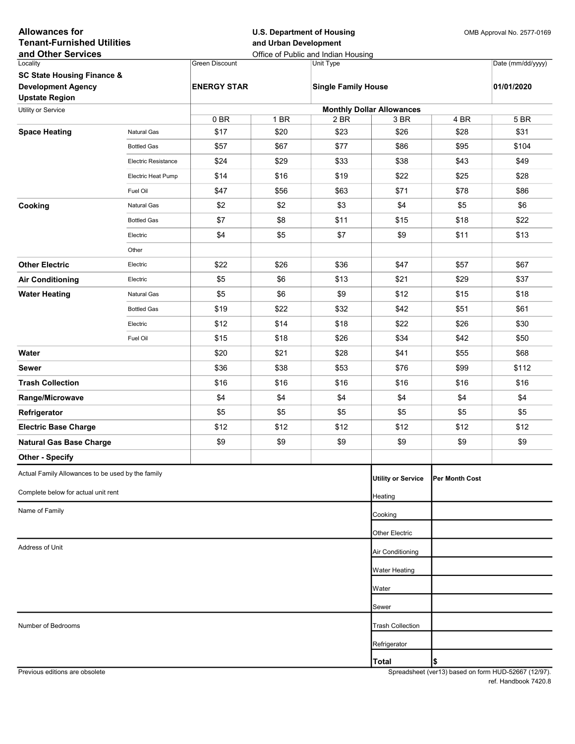**Allowances for Tenant-Furnished Utilities and Other Services**

**U.S. Department of Housing and Urban Development**
Office of Public and Indian Housing

OMB Approval No. 2577-0169

| Locality | Green Discount | Unit Type | Date (mm/dd/yyyy) |
|---|---|---|---|
| **SC State Housing Finance & Development Agency Upstate Region** | **ENERGY STAR** | **Single Family House** | **01/01/2020** |

| Utility or Service | | Monthly Dollar Allowances | | | | | |
|---|---|---|---|---|---|---|---|
| | | 0 BR | 1 BR | 2 BR | 3 BR | 4 BR | 5 BR |
| **Space Heating** | Natural Gas | $17 | $20 | $23 | $26 | $28 | $31 |
| | Bottled Gas | $57 | $67 | $77 | $86 | $95 | $104 |
| | Electric Resistance | $24 | $29 | $33 | $38 | $43 | $49 |
| | Electric Heat Pump | $14 | $16 | $19 | $22 | $25 | $28 |
| | Fuel Oil | $47 | $56 | $63 | $71 | $78 | $86 |
| **Cooking** | Natural Gas | $2 | $2 | $3 | $4 | $5 | $6 |
| | Bottled Gas | $7 | $8 | $11 | $15 | $18 | $22 |
| | Electric | $4 | $5 | $7 | $9 | $11 | $13 |
| | Other | | | | | | |
| **Other Electric** | Electric | $22 | $26 | $36 | $47 | $57 | $67 |
| **Air Conditioning** | Electric | $5 | $6 | $13 | $21 | $29 | $37 |
| **Water Heating** | Natural Gas | $5 | $6 | $9 | $12 | $15 | $18 |
| | Bottled Gas | $19 | $22 | $32 | $42 | $51 | $61 |
| | Electric | $12 | $14 | $18 | $22 | $26 | $30 |
| | Fuel Oil | $15 | $18 | $26 | $34 | $42 | $50 |
| **Water** | | $20 | $21 | $28 | $41 | $55 | $68 |
| **Sewer** | | $36 | $38 | $53 | $76 | $99 | $112 |
| **Trash Collection** | | $16 | $16 | $16 | $16 | $16 | $16 |
| **Range/Microwave** | | $4 | $4 | $4 | $4 | $4 | $4 |
| **Refrigerator** | | $5 | $5 | $5 | $5 | $5 | $5 |
| **Electric Base Charge** | | $12 | $12 | $12 | $12 | $12 | $12 |
| **Natural Gas Base Charge** | | $9 | $9 | $9 | $9 | $9 | $9 |
| **Other - Specify** | | | | | | | |

Actual Family Allowances to be used by the family

Complete below for actual unit rent

Name of Family

Address of Unit

Number of Bedrooms

| Utility or Service | Per Month Cost |
|---|---|
| Heating | |
| Cooking | |
| Other Electric | |
| Air Conditioning | |
| Water Heating | |
| Water | |
| Sewer | |
| Trash Collection | |
| Refrigerator | |
| **Total** | **$** |

Previous editions are obsolete

Spreadsheet (ver13) based on form HUD-52667 (12/97).
ref. Handbook 7420.8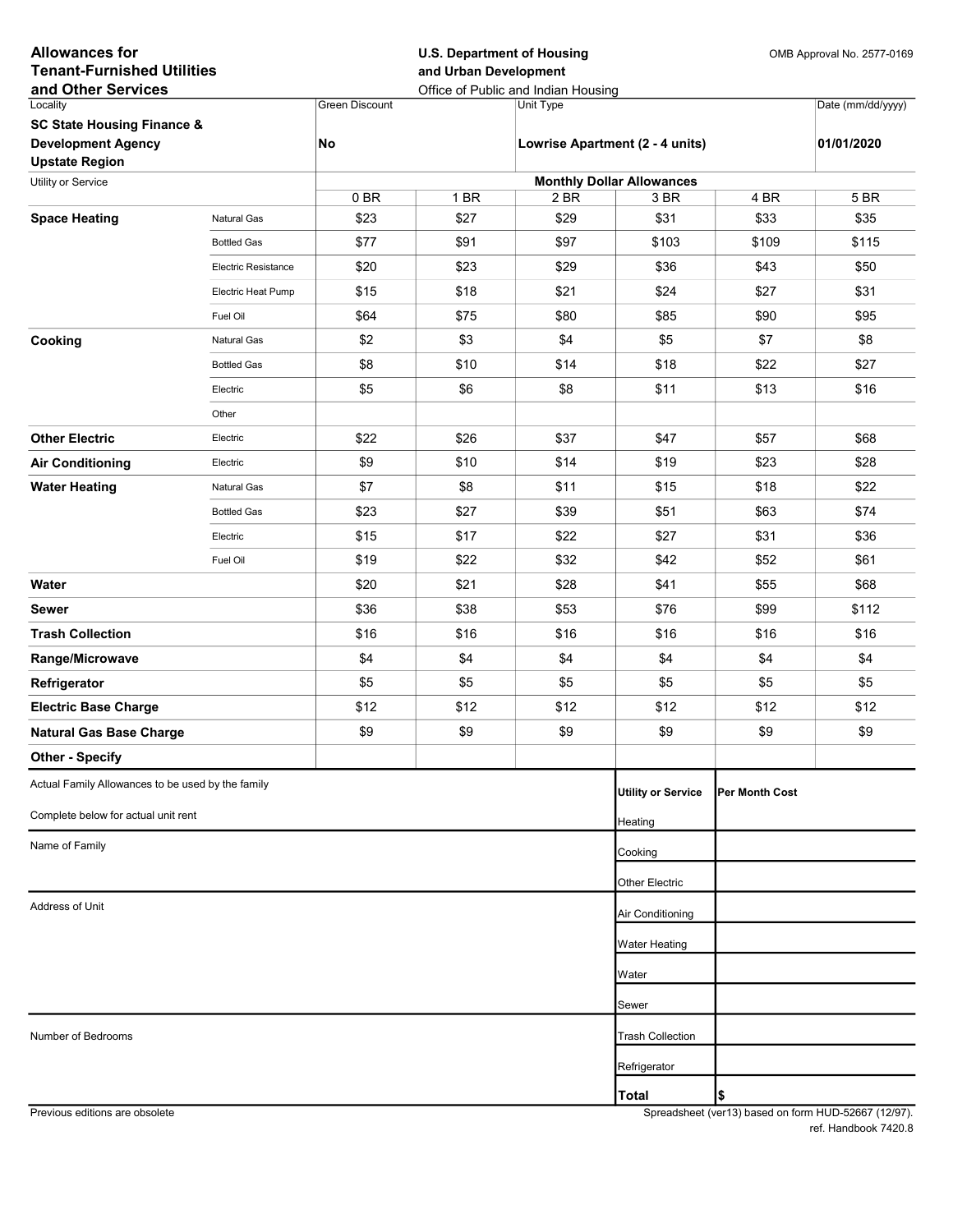# Allowances for Tenant-Furnished Utilities and Other Services

**U.S. Department of Housing and Urban Development**
Office of Public and Indian Housing

OMB Approval No. 2577-0169

| Locality | Green Discount | Unit Type | Date (mm/dd/yyyy) |
|---|---|---|---|
| **SC State Housing Finance & Development Agency Upstate Region** | **No** | **Lowrise Apartment (2 - 4 units)** | **01/01/2020** |

| Utility or Service | | Monthly Dollar Allowances | | | | | |
|---|---|---|---|---|---|---|---|
| | | 0 BR | 1 BR | 2 BR | 3 BR | 4 BR | 5 BR |
| **Space Heating** | Natural Gas | $23 | $27 | $29 | $31 | $33 | $35 |
| | Bottled Gas | $77 | $91 | $97 | $103 | $109 | $115 |
| | Electric Resistance | $20 | $23 | $29 | $36 | $43 | $50 |
| | Electric Heat Pump | $15 | $18 | $21 | $24 | $27 | $31 |
| | Fuel Oil | $64 | $75 | $80 | $85 | $90 | $95 |
| **Cooking** | Natural Gas | $2 | $3 | $4 | $5 | $7 | $8 |
| | Bottled Gas | $8 | $10 | $14 | $18 | $22 | $27 |
| | Electric | $5 | $6 | $8 | $11 | $13 | $16 |
| | Other | | | | | | |
| **Other Electric** | Electric | $22 | $26 | $37 | $47 | $57 | $68 |
| **Air Conditioning** | Electric | $9 | $10 | $14 | $19 | $23 | $28 |
| **Water Heating** | Natural Gas | $7 | $8 | $11 | $15 | $18 | $22 |
| | Bottled Gas | $23 | $27 | $39 | $51 | $63 | $74 |
| | Electric | $15 | $17 | $22 | $27 | $31 | $36 |
| | Fuel Oil | $19 | $22 | $32 | $42 | $52 | $61 |
| **Water** | | $20 | $21 | $28 | $41 | $55 | $68 |
| **Sewer** | | $36 | $38 | $53 | $76 | $99 | $112 |
| **Trash Collection** | | $16 | $16 | $16 | $16 | $16 | $16 |
| **Range/Microwave** | | $4 | $4 | $4 | $4 | $4 | $4 |
| **Refrigerator** | | $5 | $5 | $5 | $5 | $5 | $5 |
| **Electric Base Charge** | | $12 | $12 | $12 | $12 | $12 | $12 |
| **Natural Gas Base Charge** | | $9 | $9 | $9 | $9 | $9 | $9 |
| **Other - Specify** | | | | | | | |

Actual Family Allowances to be used by the family

Complete below for actual unit rent

Name of Family

Address of Unit

Number of Bedrooms

| Utility or Service | Per Month Cost |
|---|---|
| Heating | |
| Cooking | |
| Other Electric | |
| Air Conditioning | |
| Water Heating | |
| Water | |
| Sewer | |
| Trash Collection | |
| Refrigerator | |
| **Total** | **$** |

Previous editions are obsolete

Spreadsheet (ver13) based on form HUD-52667 (12/97).
ref. Handbook 7420.8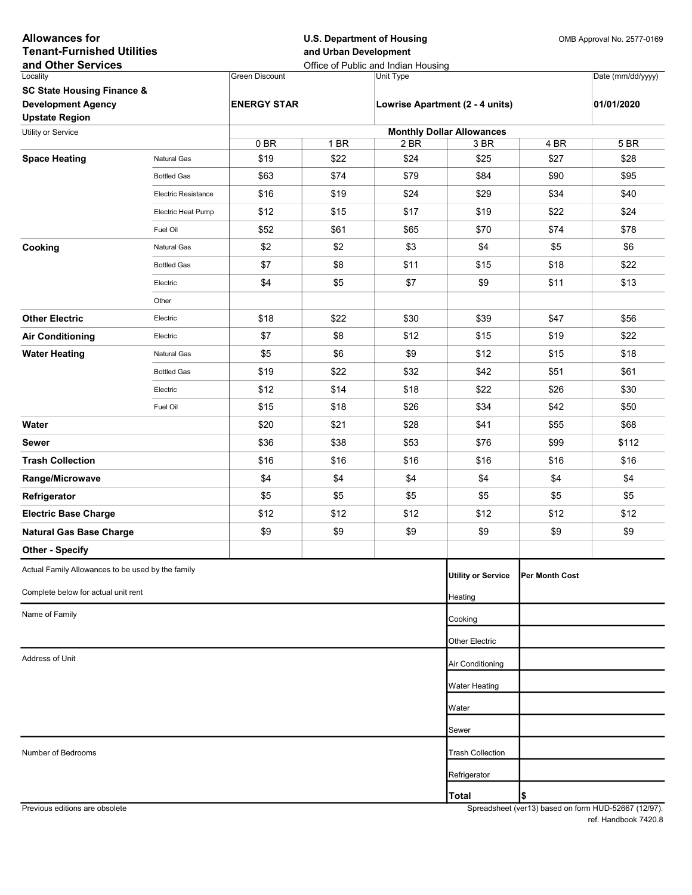**Allowances for Tenant-Furnished Utilities and Other Services**

**U.S. Department of Housing and Urban Development**
Office of Public and Indian Housing

OMB Approval No. 2577-0169

| Locality | Green Discount | Unit Type | Date (mm/dd/yyyy) |
|---|---|---|---|
| **SC State Housing Finance & Development Agency Upstate Region** | **ENERGY STAR** | **Lowrise Apartment (2 - 4 units)** | **01/01/2020** |

| Utility or Service | | Monthly Dollar Allowances | | | | | |
|---|---|---|---|---|---|---|---|
| | | 0 BR | 1 BR | 2 BR | 3 BR | 4 BR | 5 BR |
| **Space Heating** | Natural Gas | $19 | $22 | $24 | $25 | $27 | $28 |
| | Bottled Gas | $63 | $74 | $79 | $84 | $90 | $95 |
| | Electric Resistance | $16 | $19 | $24 | $29 | $34 | $40 |
| | Electric Heat Pump | $12 | $15 | $17 | $19 | $22 | $24 |
| | Fuel Oil | $52 | $61 | $65 | $70 | $74 | $78 |
| **Cooking** | Natural Gas | $2 | $2 | $3 | $4 | $5 | $6 |
| | Bottled Gas | $7 | $8 | $11 | $15 | $18 | $22 |
| | Electric | $4 | $5 | $7 | $9 | $11 | $13 |
| | Other | | | | | | |
| **Other Electric** | Electric | $18 | $22 | $30 | $39 | $47 | $56 |
| **Air Conditioning** | Electric | $7 | $8 | $12 | $15 | $19 | $22 |
| **Water Heating** | Natural Gas | $5 | $6 | $9 | $12 | $15 | $18 |
| | Bottled Gas | $19 | $22 | $32 | $42 | $51 | $61 |
| | Electric | $12 | $14 | $18 | $22 | $26 | $30 |
| | Fuel Oil | $15 | $18 | $26 | $34 | $42 | $50 |
| **Water** | | $20 | $21 | $28 | $41 | $55 | $68 |
| **Sewer** | | $36 | $38 | $53 | $76 | $99 | $112 |
| **Trash Collection** | | $16 | $16 | $16 | $16 | $16 | $16 |
| **Range/Microwave** | | $4 | $4 | $4 | $4 | $4 | $4 |
| **Refrigerator** | | $5 | $5 | $5 | $5 | $5 | $5 |
| **Electric Base Charge** | | $12 | $12 | $12 | $12 | $12 | $12 |
| **Natural Gas Base Charge** | | $9 | $9 | $9 | $9 | $9 | $9 |
| **Other - Specify** | | | | | | | |

Actual Family Allowances to be used by the family

Complete below for actual unit rent

Name of Family

Address of Unit

Number of Bedrooms

| Utility or Service | Per Month Cost |
|---|---|
| Heating | |
| Cooking | |
| Other Electric | |
| Air Conditioning | |
| Water Heating | |
| Water | |
| Sewer | |
| Trash Collection | |
| Refrigerator | |
| **Total** | $ |

Previous editions are obsolete

Spreadsheet (ver13) based on form HUD-52667 (12/97).
ref. Handbook 7420.8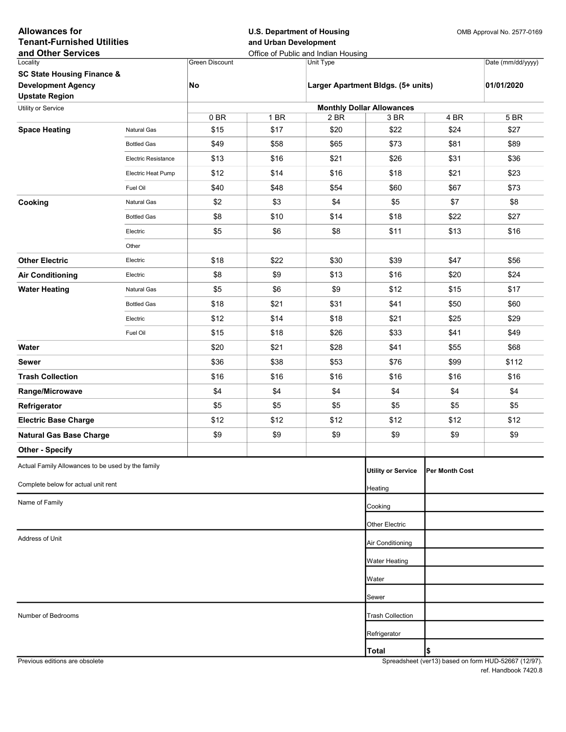**Allowances for Tenant-Furnished Utilities and Other Services**

**U.S. Department of Housing and Urban Development**
Office of Public and Indian Housing

OMB Approval No. 2577-0169

| Locality | Green Discount | Unit Type | Date (mm/dd/yyyy) |
|---|---|---|---|
| **SC State Housing Finance & Development Agency Upstate Region** | **No** | **Larger Apartment Bldgs. (5+ units)** | **01/01/2020** |

| Utility or Service | | 0 BR | 1 BR | 2 BR | 3 BR | 4 BR | 5 BR |
|---|---|---|---|---|---|---|---|
| | | **Monthly Dollar Allowances** | | | | | |
| **Space Heating** | Natural Gas | $15 | $17 | $20 | $22 | $24 | $27 |
| | Bottled Gas | $49 | $58 | $65 | $73 | $81 | $89 |
| | Electric Resistance | $13 | $16 | $21 | $26 | $31 | $36 |
| | Electric Heat Pump | $12 | $14 | $16 | $18 | $21 | $23 |
| | Fuel Oil | $40 | $48 | $54 | $60 | $67 | $73 |
| **Cooking** | Natural Gas | $2 | $3 | $4 | $5 | $7 | $8 |
| | Bottled Gas | $8 | $10 | $14 | $18 | $22 | $27 |
| | Electric | $5 | $6 | $8 | $11 | $13 | $16 |
| | Other | | | | | | |
| **Other Electric** | Electric | $18 | $22 | $30 | $39 | $47 | $56 |
| **Air Conditioning** | Electric | $8 | $9 | $13 | $16 | $20 | $24 |
| **Water Heating** | Natural Gas | $5 | $6 | $9 | $12 | $15 | $17 |
| | Bottled Gas | $18 | $21 | $31 | $41 | $50 | $60 |
| | Electric | $12 | $14 | $18 | $21 | $25 | $29 |
| | Fuel Oil | $15 | $18 | $26 | $33 | $41 | $49 |
| **Water** | | $20 | $21 | $28 | $41 | $55 | $68 |
| **Sewer** | | $36 | $38 | $53 | $76 | $99 | $112 |
| **Trash Collection** | | $16 | $16 | $16 | $16 | $16 | $16 |
| **Range/Microwave** | | $4 | $4 | $4 | $4 | $4 | $4 |
| **Refrigerator** | | $5 | $5 | $5 | $5 | $5 | $5 |
| **Electric Base Charge** | | $12 | $12 | $12 | $12 | $12 | $12 |
| **Natural Gas Base Charge** | | $9 | $9 | $9 | $9 | $9 | $9 |
| **Other - Specify** | | | | | | | |

Actual Family Allowances to be used by the family

Complete below for actual unit rent

Name of Family

Address of Unit

Number of Bedrooms

| Utility or Service | Per Month Cost |
|---|---|
| Heating | |
| Cooking | |
| Other Electric | |
| Air Conditioning | |
| Water Heating | |
| Water | |
| Sewer | |
| Trash Collection | |
| Refrigerator | |
| **Total** | $ |

Previous editions are obsolete

Spreadsheet (ver13) based on form HUD-52667 (12/97). ref. Handbook 7420.8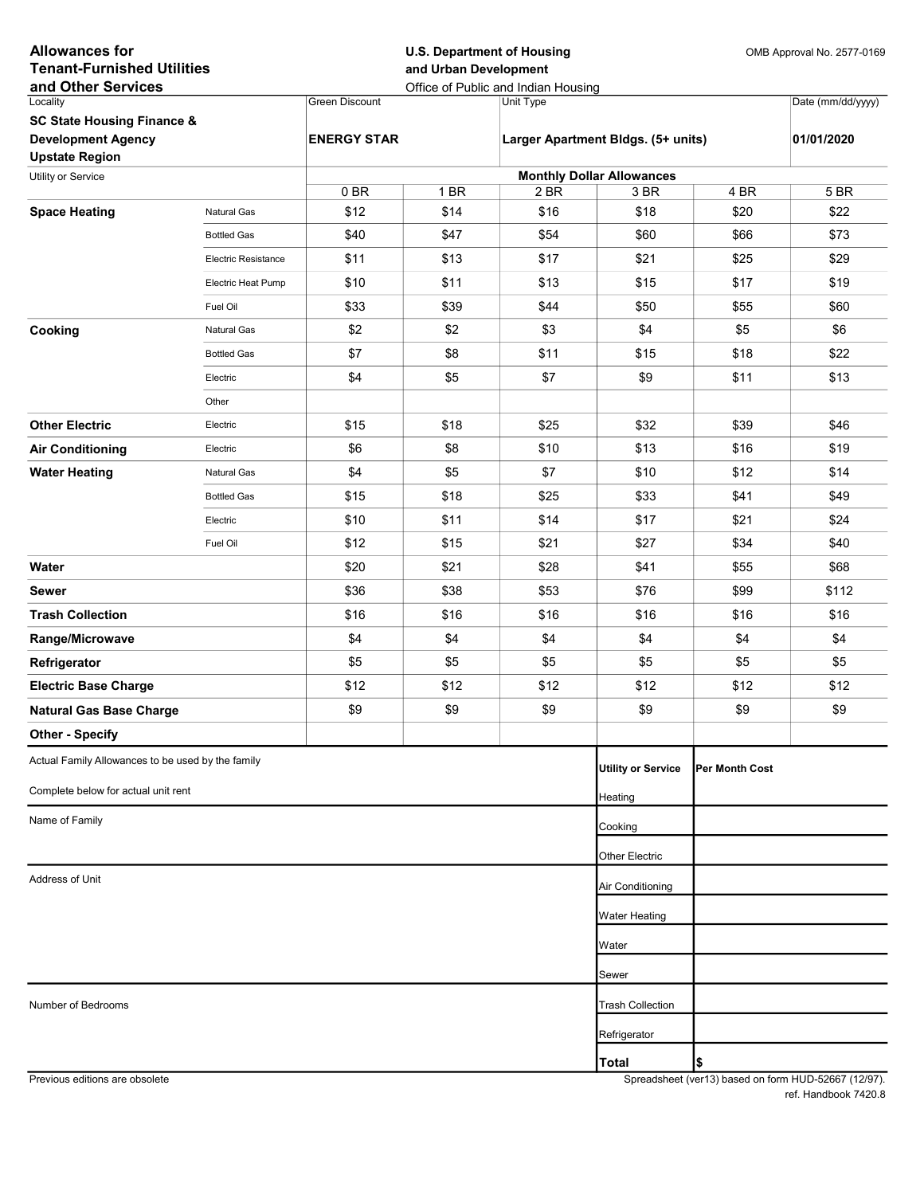**Allowances for Tenant-Furnished Utilities and Other Services**

**U.S. Department of Housing and Urban Development**
Office of Public and Indian Housing

OMB Approval No. 2577-0169

| Locality | Green Discount | Unit Type | Date (mm/dd/yyyy) |
|---|---|---|---|
| **SC State Housing Finance & Development Agency Upstate Region** | **ENERGY STAR** | **Larger Apartment Bldgs. (5+ units)** | **01/01/2020** |

| Utility or Service | | Monthly Dollar Allowances | | | | | |
|---|---|---|---|---|---|---|---|
| | | 0 BR | 1 BR | 2 BR | 3 BR | 4 BR | 5 BR |
| **Space Heating** | Natural Gas | $12 | $14 | $16 | $18 | $20 | $22 |
| | Bottled Gas | $40 | $47 | $54 | $60 | $66 | $73 |
| | Electric Resistance | $11 | $13 | $17 | $21 | $25 | $29 |
| | Electric Heat Pump | $10 | $11 | $13 | $15 | $17 | $19 |
| | Fuel Oil | $33 | $39 | $44 | $50 | $55 | $60 |
| **Cooking** | Natural Gas | $2 | $2 | $3 | $4 | $5 | $6 |
| | Bottled Gas | $7 | $8 | $11 | $15 | $18 | $22 |
| | Electric | $4 | $5 | $7 | $9 | $11 | $13 |
| | Other | | | | | | |
| **Other Electric** | Electric | $15 | $18 | $25 | $32 | $39 | $46 |
| **Air Conditioning** | Electric | $6 | $8 | $10 | $13 | $16 | $19 |
| **Water Heating** | Natural Gas | $4 | $5 | $7 | $10 | $12 | $14 |
| | Bottled Gas | $15 | $18 | $25 | $33 | $41 | $49 |
| | Electric | $10 | $11 | $14 | $17 | $21 | $24 |
| | Fuel Oil | $12 | $15 | $21 | $27 | $34 | $40 |
| **Water** | | $20 | $21 | $28 | $41 | $55 | $68 |
| **Sewer** | | $36 | $38 | $53 | $76 | $99 | $112 |
| **Trash Collection** | | $16 | $16 | $16 | $16 | $16 | $16 |
| **Range/Microwave** | | $4 | $4 | $4 | $4 | $4 | $4 |
| **Refrigerator** | | $5 | $5 | $5 | $5 | $5 | $5 |
| **Electric Base Charge** | | $12 | $12 | $12 | $12 | $12 | $12 |
| **Natural Gas Base Charge** | | $9 | $9 | $9 | $9 | $9 | $9 |
| **Other - Specify** | | | | | | | |

Actual Family Allowances to be used by the family

Complete below for actual unit rent

Name of Family

Address of Unit

Number of Bedrooms

| Utility or Service | Per Month Cost |
|---|---|
| Heating | |
| Cooking | |
| Other Electric | |
| Air Conditioning | |
| Water Heating | |
| Water | |
| Sewer | |
| Trash Collection | |
| Refrigerator | |
| **Total** | $ |

Previous editions are obsolete

Spreadsheet (ver13) based on form HUD-52667 (12/97).
ref. Handbook 7420.8